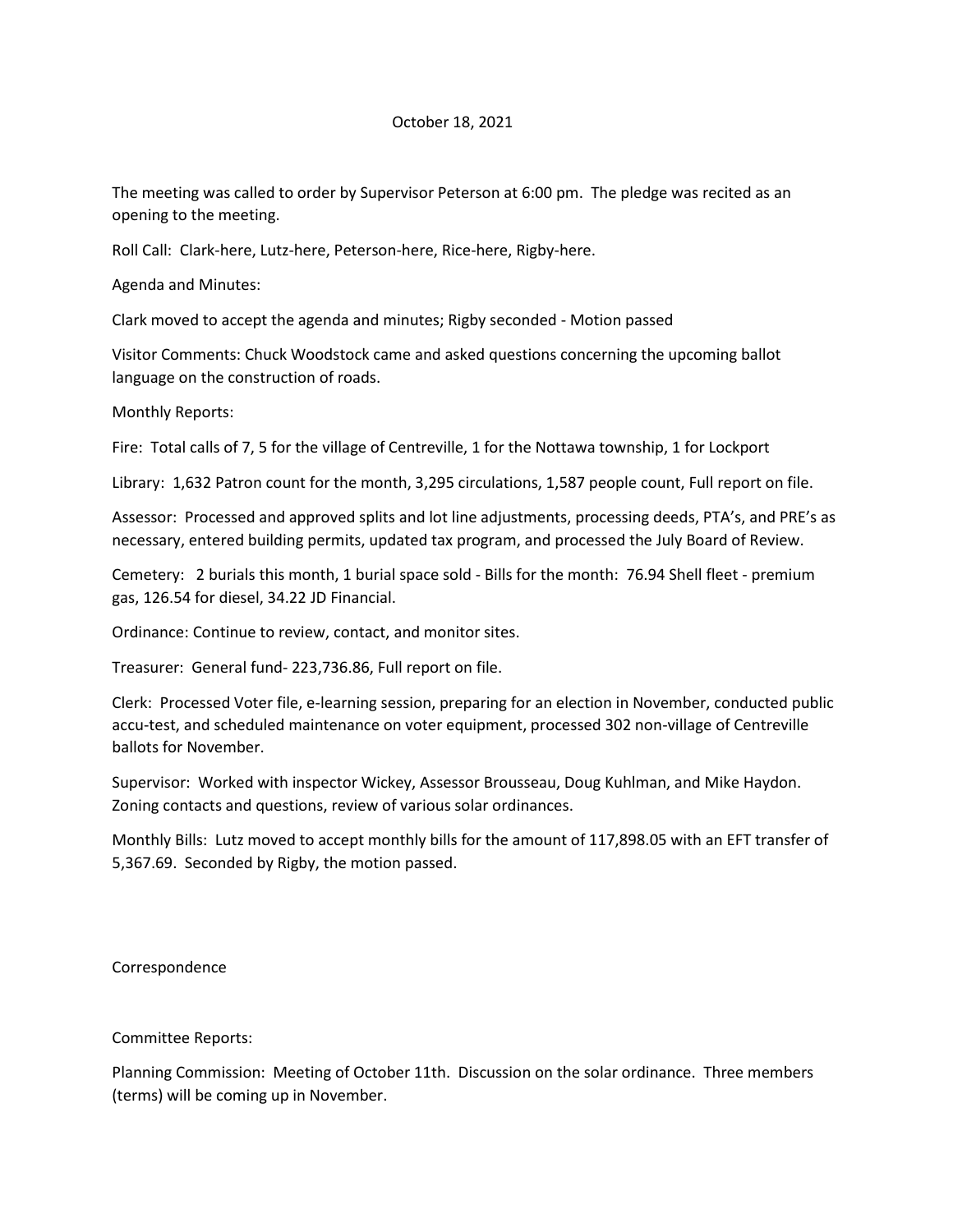October 18, 2021

The meeting was called to order by Supervisor Peterson at 6:00 pm. The pledge was recited as an opening to the meeting.

Roll Call: Clark-here, Lutz-here, Peterson-here, Rice-here, Rigby-here.

Agenda and Minutes:

Clark moved to accept the agenda and minutes; Rigby seconded - Motion passed

Visitor Comments: Chuck Woodstock came and asked questions concerning the upcoming ballot language on the construction of roads.

Monthly Reports:

Fire: Total calls of 7, 5 for the village of Centreville, 1 for the Nottawa township, 1 for Lockport

Library: 1,632 Patron count for the month, 3,295 circulations, 1,587 people count, Full report on file.

Assessor: Processed and approved splits and lot line adjustments, processing deeds, PTA's, and PRE's as necessary, entered building permits, updated tax program, and processed the July Board of Review.

Cemetery: 2 burials this month, 1 burial space sold - Bills for the month: 76.94 Shell fleet - premium gas, 126.54 for diesel, 34.22 JD Financial.

Ordinance: Continue to review, contact, and monitor sites.

Treasurer: General fund- 223,736.86, Full report on file.

Clerk: Processed Voter file, e-learning session, preparing for an election in November, conducted public accu-test, and scheduled maintenance on voter equipment, processed 302 non-village of Centreville ballots for November.

Supervisor: Worked with inspector Wickey, Assessor Brousseau, Doug Kuhlman, and Mike Haydon. Zoning contacts and questions, review of various solar ordinances.

Monthly Bills: Lutz moved to accept monthly bills for the amount of 117,898.05 with an EFT transfer of 5,367.69. Seconded by Rigby, the motion passed.

Correspondence

Committee Reports:

Planning Commission: Meeting of October 11th. Discussion on the solar ordinance. Three members (terms) will be coming up in November.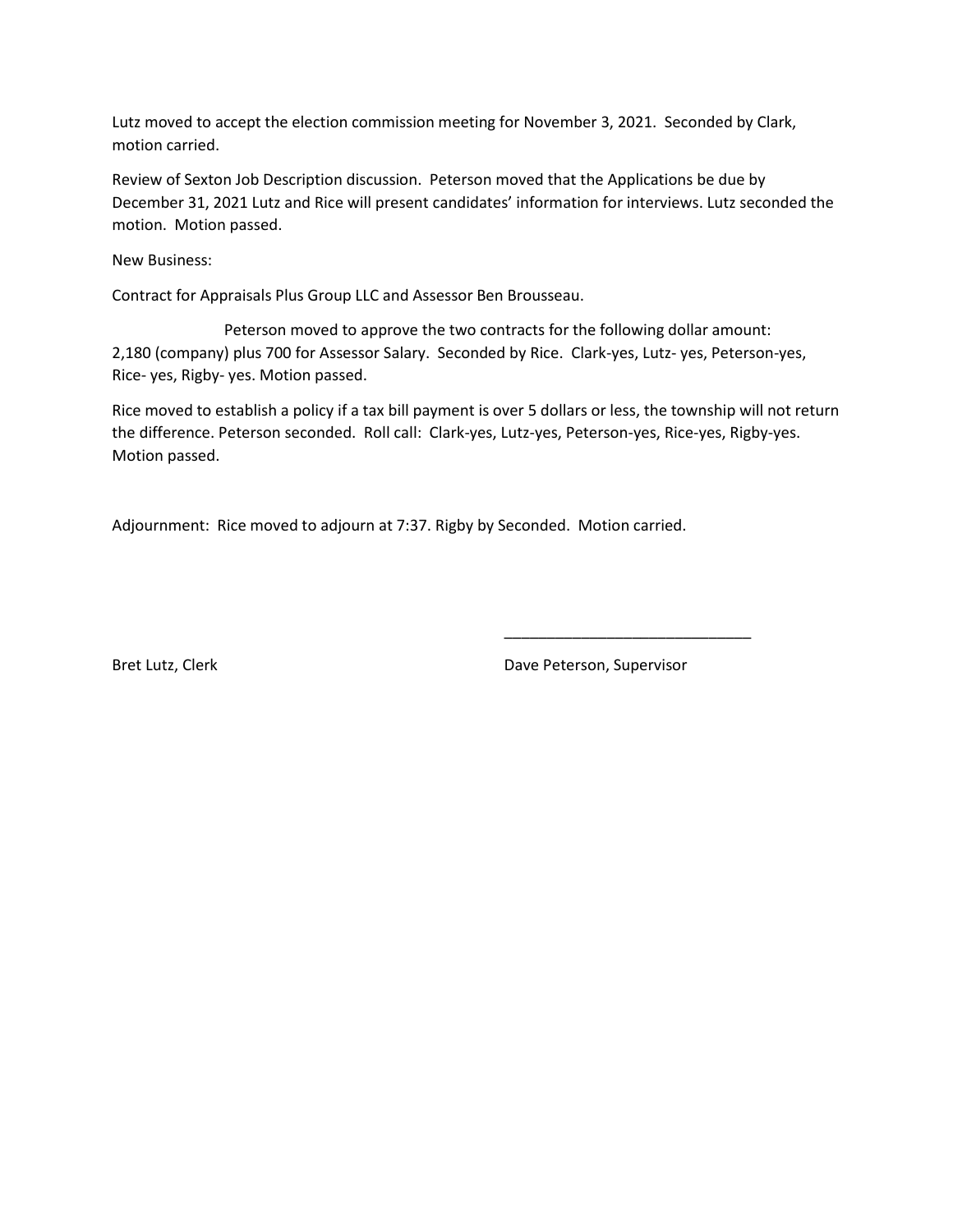Lutz moved to accept the election commission meeting for November 3, 2021. Seconded by Clark, motion carried.

Review of Sexton Job Description discussion. Peterson moved that the Applications be due by December 31, 2021 Lutz and Rice will present candidates' information for interviews. Lutz seconded the motion. Motion passed.

New Business:

Contract for Appraisals Plus Group LLC and Assessor Ben Brousseau.

Peterson moved to approve the two contracts for the following dollar amount: 2,180 (company) plus 700 for Assessor Salary. Seconded by Rice. Clark-yes, Lutz- yes, Peterson-yes, Rice- yes, Rigby- yes. Motion passed.

Rice moved to establish a policy if a tax bill payment is over 5 dollars or less, the township will not return the difference. Peterson seconded. Roll call: Clark-yes, Lutz-yes, Peterson-yes, Rice-yes, Rigby-yes. Motion passed.

Adjournment: Rice moved to adjourn at 7:37. Rigby by Seconded. Motion carried.

Bret Lutz, Clerk

______________________________

Dave Peterson, Supervisor